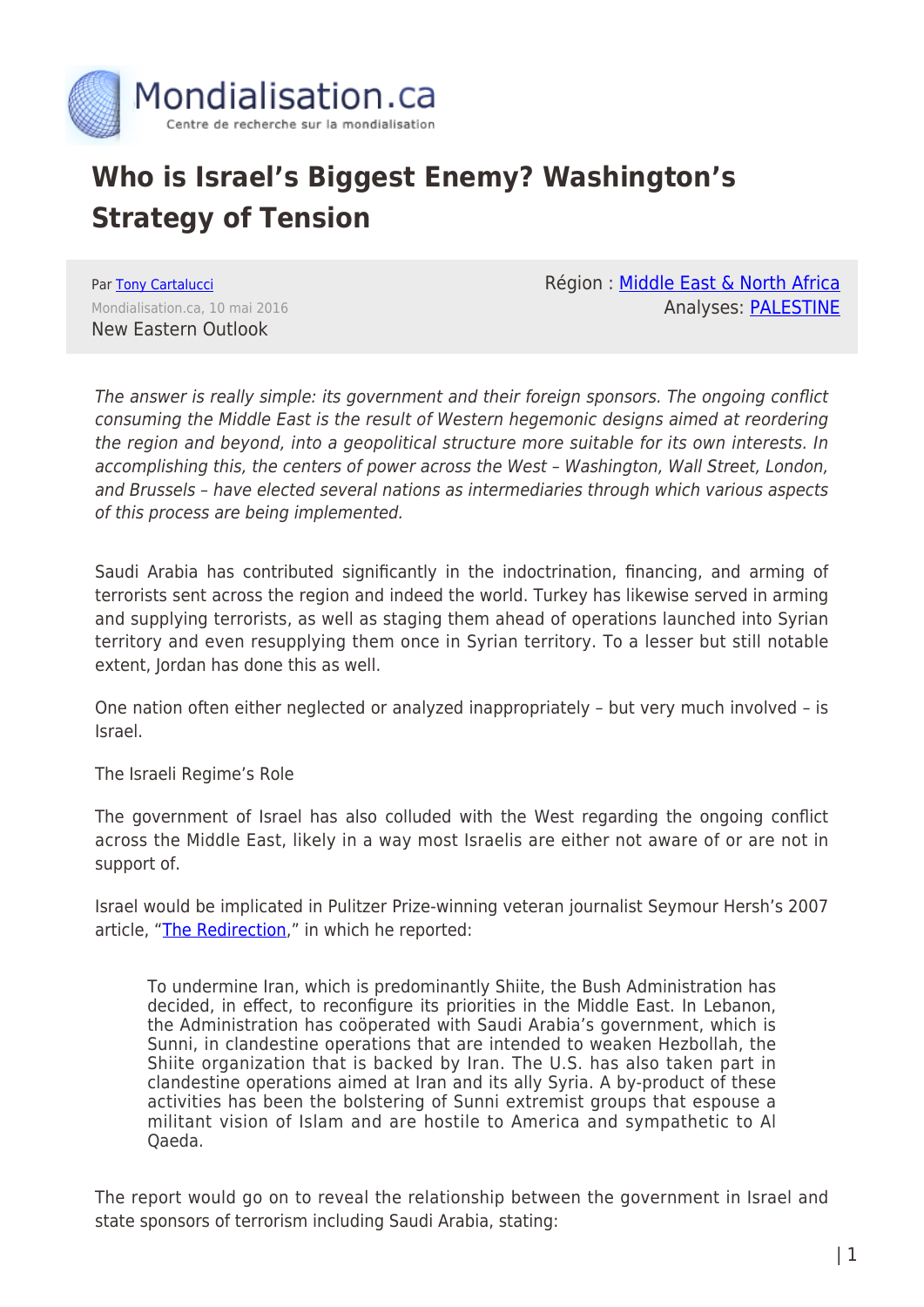Mondialisation.ca
Centre de recherche sur la mondialisation

# Who is Israel's Biggest Enemy? Washington's Strategy of Tension

Par [Tony Cartalucci]
Mondialisation.ca, 10 mai 2016
New Eastern Outlook

Région : [Middle East & North Africa]
Analyses: [PALESTINE]

*The answer is really simple: its government and their foreign sponsors. The ongoing conflict consuming the Middle East is the result of Western hegemonic designs aimed at reordering the region and beyond, into a geopolitical structure more suitable for its own interests. In accomplishing this, the centers of power across the West – Washington, Wall Street, London, and Brussels – have elected several nations as intermediaries through which various aspects of this process are being implemented.*

Saudi Arabia has contributed significantly in the indoctrination, financing, and arming of terrorists sent across the region and indeed the world. Turkey has likewise served in arming and supplying terrorists, as well as staging them ahead of operations launched into Syrian territory and even resupplying them once in Syrian territory. To a lesser but still notable extent, Jordan has done this as well.

One nation often either neglected or analyzed inappropriately – but very much involved – is Israel.

The Israeli Regime's Role

The government of Israel has also colluded with the West regarding the ongoing conflict across the Middle East, likely in a way most Israelis are either not aware of or are not in support of.

Israel would be implicated in Pulitzer Prize-winning veteran journalist Seymour Hersh's 2007 article, "[The Redirection]," in which he reported:

> To undermine Iran, which is predominantly Shiite, the Bush Administration has decided, in effect, to reconfigure its priorities in the Middle East. In Lebanon, the Administration has coöperated with Saudi Arabia's government, which is Sunni, in clandestine operations that are intended to weaken Hezbollah, the Shiite organization that is backed by Iran. The U.S. has also taken part in clandestine operations aimed at Iran and its ally Syria. A by-product of these activities has been the bolstering of Sunni extremist groups that espouse a militant vision of Islam and are hostile to America and sympathetic to Al Qaeda.

The report would go on to reveal the relationship between the government in Israel and state sponsors of terrorism including Saudi Arabia, stating: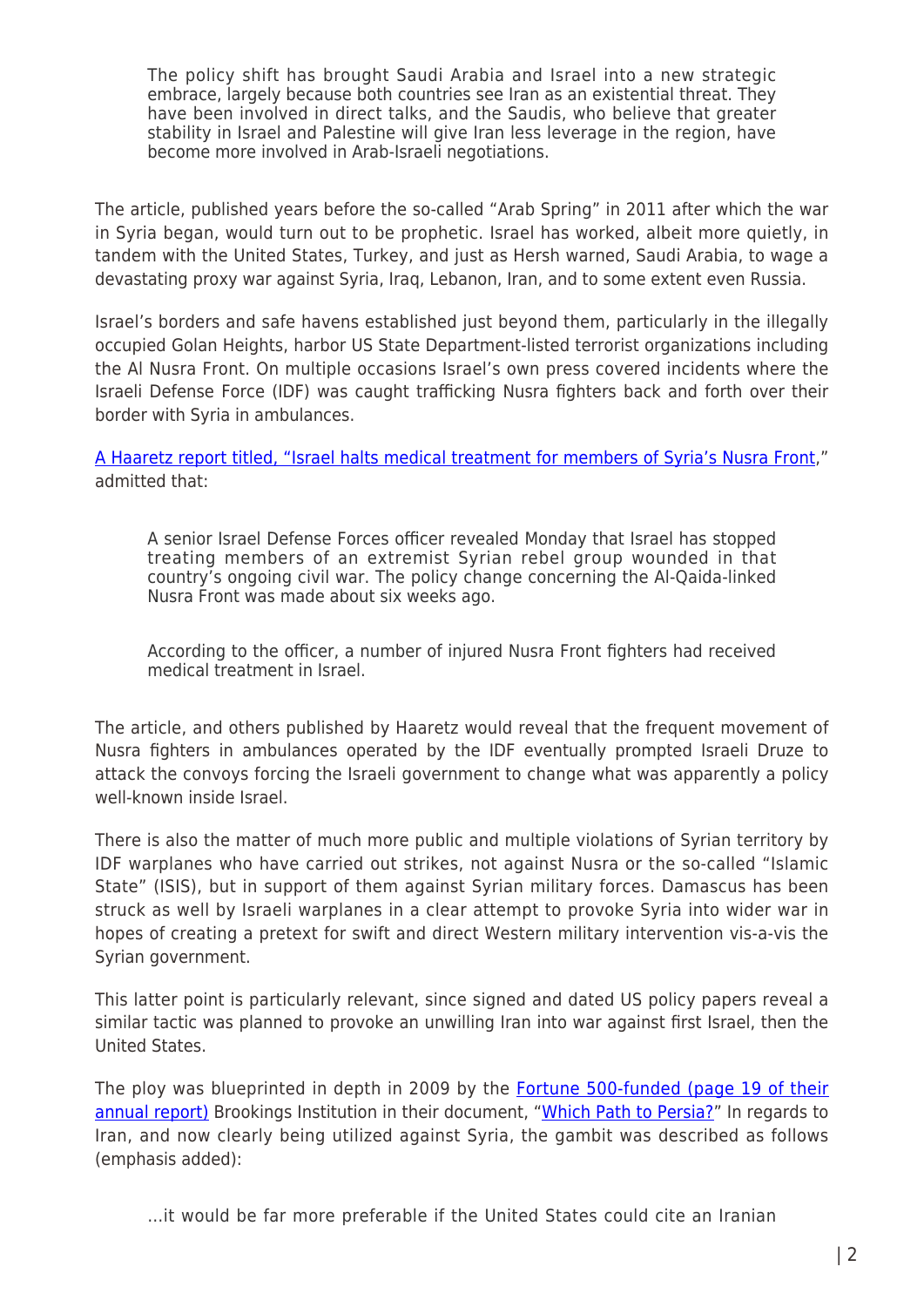> The policy shift has brought Saudi Arabia and Israel into a new strategic embrace, largely because both countries see Iran as an existential threat. They have been involved in direct talks, and the Saudis, who believe that greater stability in Israel and Palestine will give Iran less leverage in the region, have become more involved in Arab-Israeli negotiations.

The article, published years before the so-called "Arab Spring" in 2011 after which the war in Syria began, would turn out to be prophetic. Israel has worked, albeit more quietly, in tandem with the United States, Turkey, and just as Hersh warned, Saudi Arabia, to wage a devastating proxy war against Syria, Iraq, Lebanon, Iran, and to some extent even Russia.

Israel's borders and safe havens established just beyond them, particularly in the illegally occupied Golan Heights, harbor US State Department-listed terrorist organizations including the Al Nusra Front. On multiple occasions Israel's own press covered incidents where the Israeli Defense Force (IDF) was caught trafficking Nusra fighters back and forth over their border with Syria in ambulances.

A Haaretz report titled, "Israel halts medical treatment for members of Syria's Nusra Front," admitted that:

> A senior Israel Defense Forces officer revealed Monday that Israel has stopped treating members of an extremist Syrian rebel group wounded in that country's ongoing civil war. The policy change concerning the Al-Qaida-linked Nusra Front was made about six weeks ago.
>
> According to the officer, a number of injured Nusra Front fighters had received medical treatment in Israel.

The article, and others published by Haaretz would reveal that the frequent movement of Nusra fighters in ambulances operated by the IDF eventually prompted Israeli Druze to attack the convoys forcing the Israeli government to change what was apparently a policy well-known inside Israel.

There is also the matter of much more public and multiple violations of Syrian territory by IDF warplanes who have carried out strikes, not against Nusra or the so-called "Islamic State" (ISIS), but in support of them against Syrian military forces. Damascus has been struck as well by Israeli warplanes in a clear attempt to provoke Syria into wider war in hopes of creating a pretext for swift and direct Western military intervention vis-a-vis the Syrian government.

This latter point is particularly relevant, since signed and dated US policy papers reveal a similar tactic was planned to provoke an unwilling Iran into war against first Israel, then the United States.

The ploy was blueprinted in depth in 2009 by the Fortune 500-funded (page 19 of their annual report) Brookings Institution in their document, "Which Path to Persia?" In regards to Iran, and now clearly being utilized against Syria, the gambit was described as follows (emphasis added):

> …it would be far more preferable if the United States could cite an Iranian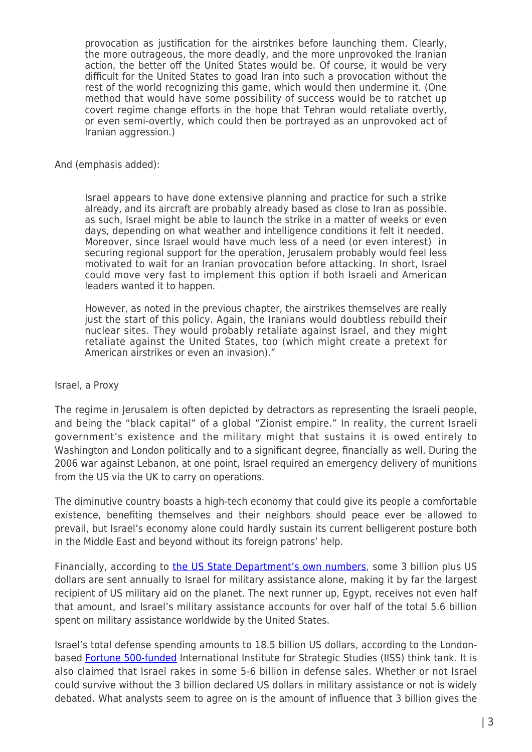> provocation as justification for the airstrikes before launching them. Clearly, the more outrageous, the more deadly, and the more unprovoked the Iranian action, the better off the United States would be. Of course, it would be very difficult for the United States to goad Iran into such a provocation without the rest of the world recognizing this game, which would then undermine it. (One method that would have some possibility of success would be to ratchet up covert regime change efforts in the hope that Tehran would retaliate overtly, or even semi-overtly, which could then be portrayed as an unprovoked act of Iranian aggression.)

And (emphasis added):

> Israel appears to have done extensive planning and practice for such a strike already, and its aircraft are probably already based as close to Iran as possible. as such, Israel might be able to launch the strike in a matter of weeks or even days, depending on what weather and intelligence conditions it felt it needed. Moreover, since Israel would have much less of a need (or even interest) in securing regional support for the operation, Jerusalem probably would feel less motivated to wait for an Iranian provocation before attacking. In short, Israel could move very fast to implement this option if both Israeli and American leaders wanted it to happen.
>
> However, as noted in the previous chapter, the airstrikes themselves are really just the start of this policy. Again, the Iranians would doubtless rebuild their nuclear sites. They would probably retaliate against Israel, and they might retaliate against the United States, too (which might create a pretext for American airstrikes or even an invasion)."

Israel, a Proxy

The regime in Jerusalem is often depicted by detractors as representing the Israeli people, and being the "black capital" of a global "Zionist empire." In reality, the current Israeli government's existence and the military might that sustains it is owed entirely to Washington and London politically and to a significant degree, financially as well. During the 2006 war against Lebanon, at one point, Israel required an emergency delivery of munitions from the US via the UK to carry on operations.

The diminutive country boasts a high-tech economy that could give its people a comfortable existence, benefiting themselves and their neighbors should peace ever be allowed to prevail, but Israel's economy alone could hardly sustain its current belligerent posture both in the Middle East and beyond without its foreign patrons' help.

Financially, according to the US State Department's own numbers, some 3 billion plus US dollars are sent annually to Israel for military assistance alone, making it by far the largest recipient of US military aid on the planet. The next runner up, Egypt, receives not even half that amount, and Israel's military assistance accounts for over half of the total 5.6 billion spent on military assistance worldwide by the United States.

Israel's total defense spending amounts to 18.5 billion US dollars, according to the London-based Fortune 500-funded International Institute for Strategic Studies (IISS) think tank. It is also claimed that Israel rakes in some 5-6 billion in defense sales. Whether or not Israel could survive without the 3 billion declared US dollars in military assistance or not is widely debated. What analysts seem to agree on is the amount of influence that 3 billion gives the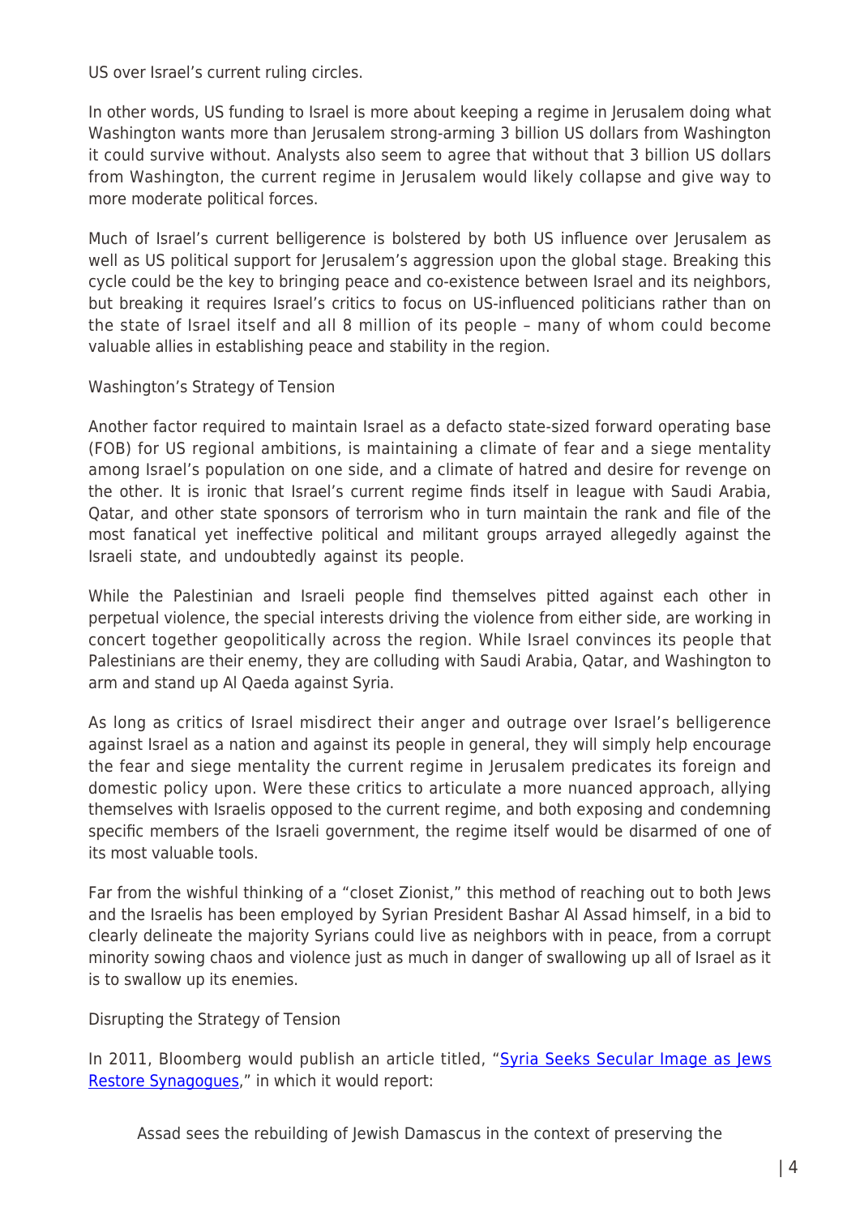US over Israel's current ruling circles.

In other words, US funding to Israel is more about keeping a regime in Jerusalem doing what Washington wants more than Jerusalem strong-arming 3 billion US dollars from Washington it could survive without. Analysts also seem to agree that without that 3 billion US dollars from Washington, the current regime in Jerusalem would likely collapse and give way to more moderate political forces.

Much of Israel's current belligerence is bolstered by both US influence over Jerusalem as well as US political support for Jerusalem's aggression upon the global stage. Breaking this cycle could be the key to bringing peace and co-existence between Israel and its neighbors, but breaking it requires Israel's critics to focus on US-influenced politicians rather than on the state of Israel itself and all 8 million of its people – many of whom could become valuable allies in establishing peace and stability in the region.

## Washington's Strategy of Tension

Another factor required to maintain Israel as a defacto state-sized forward operating base (FOB) for US regional ambitions, is maintaining a climate of fear and a siege mentality among Israel's population on one side, and a climate of hatred and desire for revenge on the other. It is ironic that Israel's current regime finds itself in league with Saudi Arabia, Qatar, and other state sponsors of terrorism who in turn maintain the rank and file of the most fanatical yet ineffective political and militant groups arrayed allegedly against the Israeli state, and undoubtedly against its people.

While the Palestinian and Israeli people find themselves pitted against each other in perpetual violence, the special interests driving the violence from either side, are working in concert together geopolitically across the region. While Israel convinces its people that Palestinians are their enemy, they are colluding with Saudi Arabia, Qatar, and Washington to arm and stand up Al Qaeda against Syria.

As long as critics of Israel misdirect their anger and outrage over Israel's belligerence against Israel as a nation and against its people in general, they will simply help encourage the fear and siege mentality the current regime in Jerusalem predicates its foreign and domestic policy upon. Were these critics to articulate a more nuanced approach, allying themselves with Israelis opposed to the current regime, and both exposing and condemning specific members of the Israeli government, the regime itself would be disarmed of one of its most valuable tools.

Far from the wishful thinking of a "closet Zionist," this method of reaching out to both Jews and the Israelis has been employed by Syrian President Bashar Al Assad himself, in a bid to clearly delineate the majority Syrians could live as neighbors with in peace, from a corrupt minority sowing chaos and violence just as much in danger of swallowing up all of Israel as it is to swallow up its enemies.

## Disrupting the Strategy of Tension

In 2011, Bloomberg would publish an article titled, "[Syria Seeks Secular Image as Jews Restore Synagogues](#)," in which it would report:

> Assad sees the rebuilding of Jewish Damascus in the context of preserving the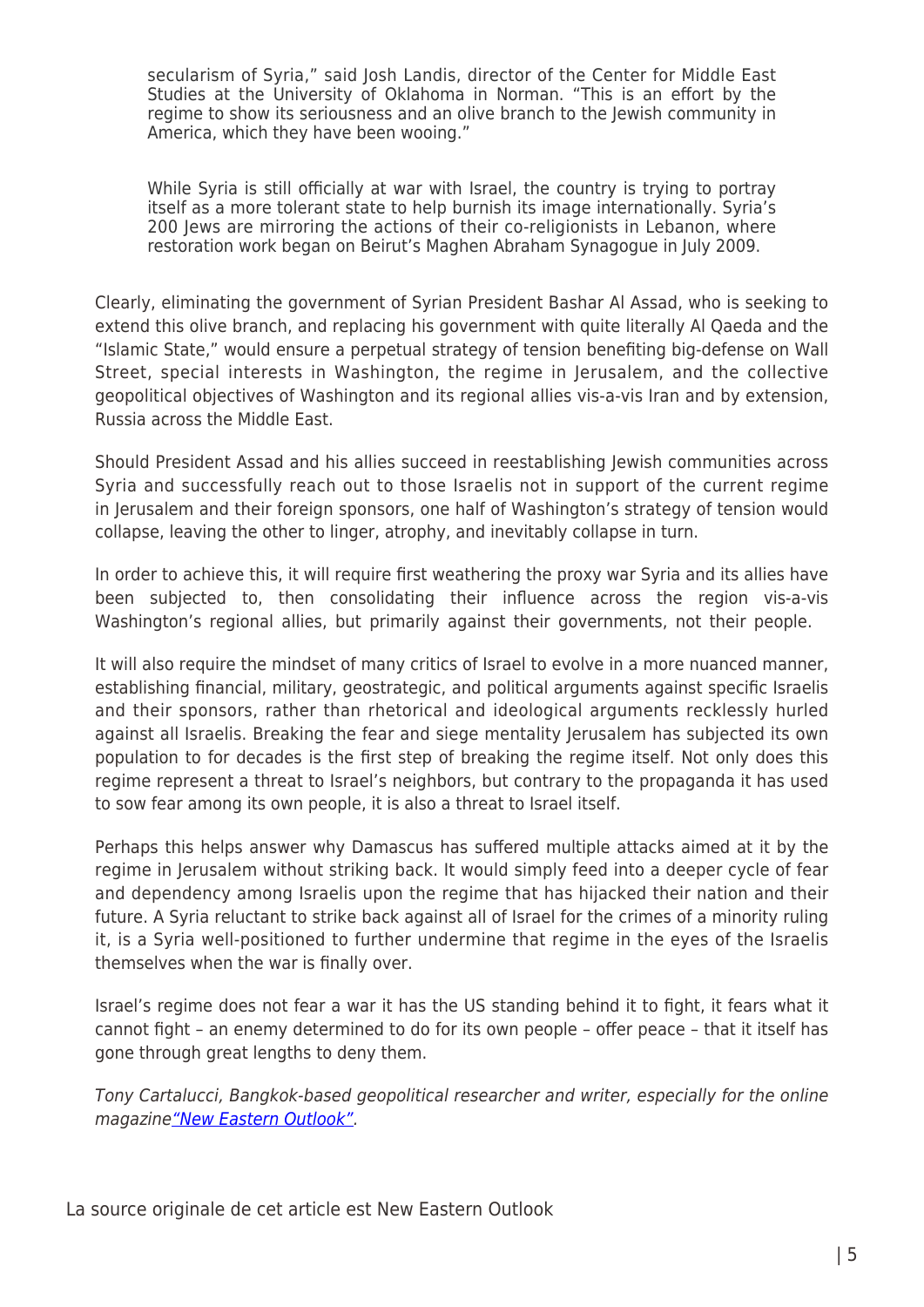> secularism of Syria," said Josh Landis, director of the Center for Middle East Studies at the University of Oklahoma in Norman. "This is an effort by the regime to show its seriousness and an olive branch to the Jewish community in America, which they have been wooing."
>
> While Syria is still officially at war with Israel, the country is trying to portray itself as a more tolerant state to help burnish its image internationally. Syria's 200 Jews are mirroring the actions of their co-religionists in Lebanon, where restoration work began on Beirut's Maghen Abraham Synagogue in July 2009.

Clearly, eliminating the government of Syrian President Bashar Al Assad, who is seeking to extend this olive branch, and replacing his government with quite literally Al Qaeda and the "Islamic State," would ensure a perpetual strategy of tension benefiting big-defense on Wall Street, special interests in Washington, the regime in Jerusalem, and the collective geopolitical objectives of Washington and its regional allies vis-a-vis Iran and by extension, Russia across the Middle East.

Should President Assad and his allies succeed in reestablishing Jewish communities across Syria and successfully reach out to those Israelis not in support of the current regime in Jerusalem and their foreign sponsors, one half of Washington's strategy of tension would collapse, leaving the other to linger, atrophy, and inevitably collapse in turn.

In order to achieve this, it will require first weathering the proxy war Syria and its allies have been subjected to, then consolidating their influence across the region vis-a-vis Washington's regional allies, but primarily against their governments, not their people.

It will also require the mindset of many critics of Israel to evolve in a more nuanced manner, establishing financial, military, geostrategic, and political arguments against specific Israelis and their sponsors, rather than rhetorical and ideological arguments recklessly hurled against all Israelis. Breaking the fear and siege mentality Jerusalem has subjected its own population to for decades is the first step of breaking the regime itself. Not only does this regime represent a threat to Israel's neighbors, but contrary to the propaganda it has used to sow fear among its own people, it is also a threat to Israel itself.

Perhaps this helps answer why Damascus has suffered multiple attacks aimed at it by the regime in Jerusalem without striking back. It would simply feed into a deeper cycle of fear and dependency among Israelis upon the regime that has hijacked their nation and their future. A Syria reluctant to strike back against all of Israel for the crimes of a minority ruling it, is a Syria well-positioned to further undermine that regime in the eyes of the Israelis themselves when the war is finally over.

Israel's regime does not fear a war it has the US standing behind it to fight, it fears what it cannot fight – an enemy determined to do for its own people – offer peace – that it itself has gone through great lengths to deny them.

*Tony Cartalucci, Bangkok-based geopolitical researcher and writer, especially for the online magazine"New Eastern Outlook".*

La source originale de cet article est New Eastern Outlook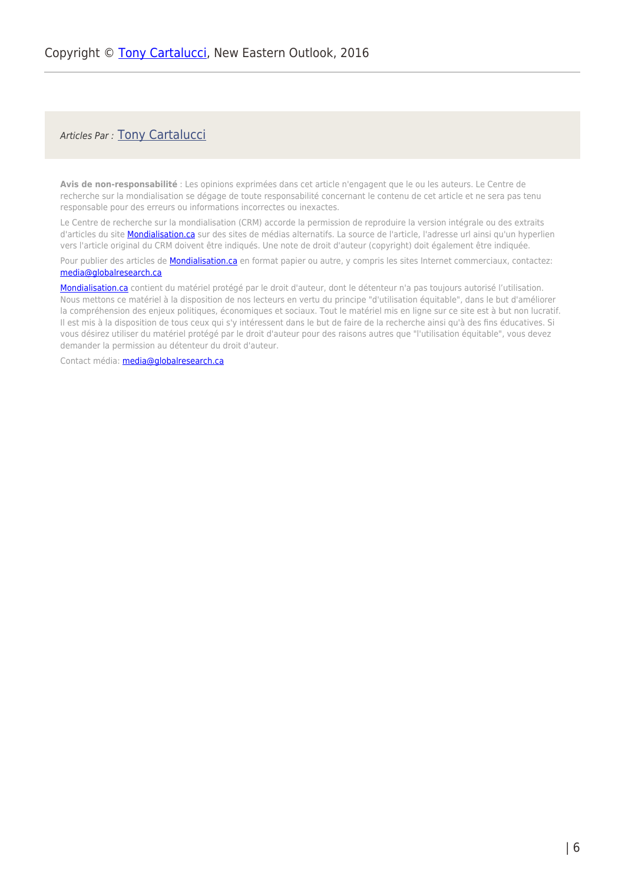Copyright © Tony Cartalucci, New Eastern Outlook, 2016

---

*Articles Par :* Tony Cartalucci

**Avis de non-responsabilité** : Les opinions exprimées dans cet article n'engagent que le ou les auteurs. Le Centre de recherche sur la mondialisation se dégage de toute responsabilité concernant le contenu de cet article et ne sera pas tenu responsable pour des erreurs ou informations incorrectes ou inexactes.

Le Centre de recherche sur la mondialisation (CRM) accorde la permission de reproduire la version intégrale ou des extraits d'articles du site Mondialisation.ca sur des sites de médias alternatifs. La source de l'article, l'adresse url ainsi qu'un hyperlien vers l'article original du CRM doivent être indiqués. Une note de droit d'auteur (copyright) doit également être indiquée.

Pour publier des articles de Mondialisation.ca en format papier ou autre, y compris les sites Internet commerciaux, contactez: media@globalresearch.ca

Mondialisation.ca contient du matériel protégé par le droit d'auteur, dont le détenteur n'a pas toujours autorisé l'utilisation. Nous mettons ce matériel à la disposition de nos lecteurs en vertu du principe "d'utilisation équitable", dans le but d'améliorer la compréhension des enjeux politiques, économiques et sociaux. Tout le matériel mis en ligne sur ce site est à but non lucratif. Il est mis à la disposition de tous ceux qui s'y intéressent dans le but de faire de la recherche ainsi qu'à des fins éducatives. Si vous désirez utiliser du matériel protégé par le droit d'auteur pour des raisons autres que "l'utilisation équitable", vous devez demander la permission au détenteur du droit d'auteur.

Contact média: media@globalresearch.ca